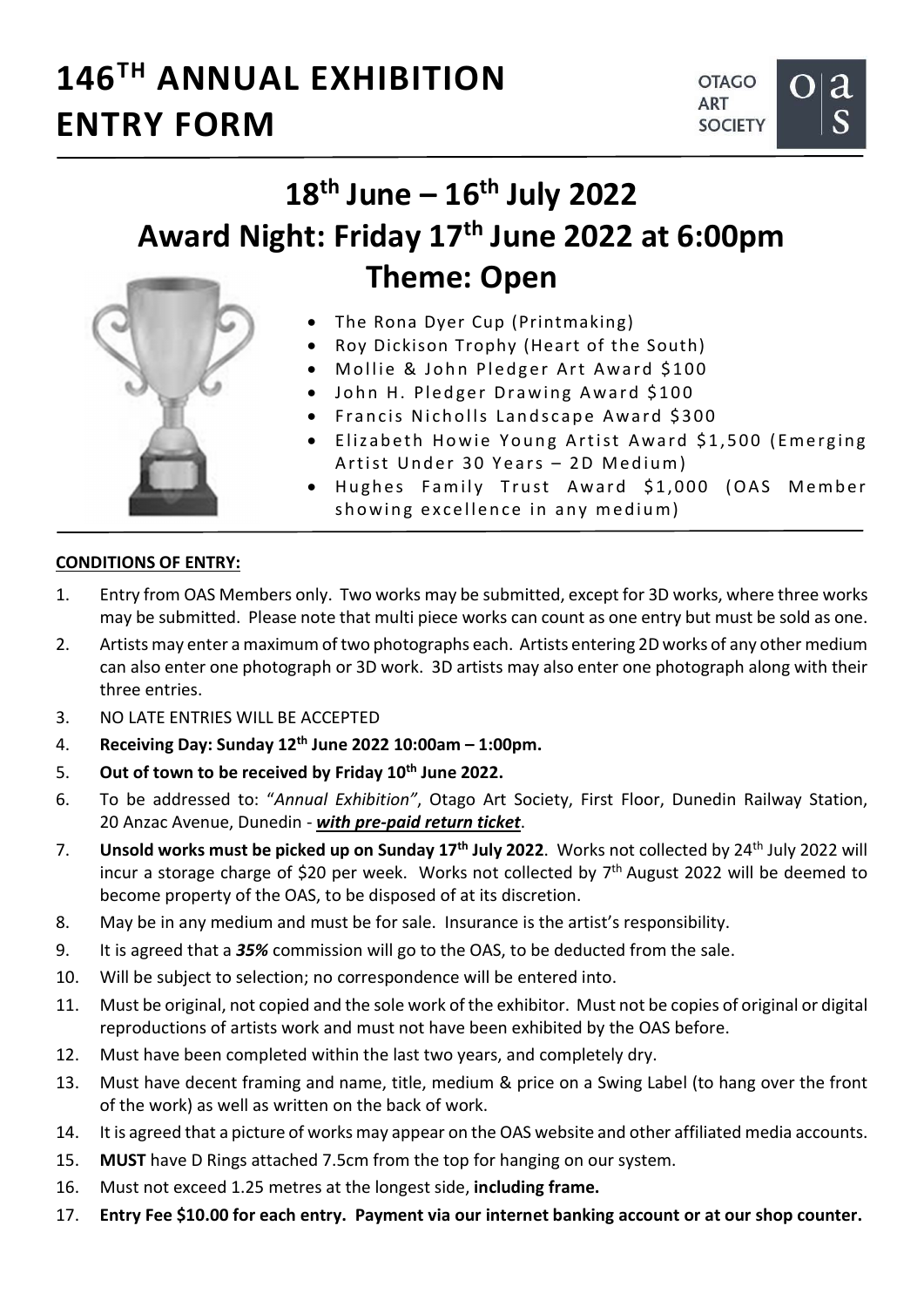# 146TH ANNUAL EXHIBITION ENTRY FORM

OTAGO ART SOCIETY

## 18th June – 16th July 2022

## Award Night: Friday 17th June 2022 at 6:00pm

## Theme: Open

- The Rona Dyer Cup (Printmaking)
- Roy Dickison Trophy (Heart of the South)
- Mollie & John Pledger Art Award $100
- John H. Pledger Drawing Award $100
- Francis Nicholls Landscape Award $300
- Elizabeth Howie Young Artist Award $1,500 (Emerging Artist Under 30 Years – 2D Medium)
- Hughes Family Trust Award $1,000 (OAS Member showing excellence in any medium)

**CONDITIONS OF ENTRY:**

1. Entry from OAS Members only. Two works may be submitted, except for 3D works, where three works may be submitted. Please note that multi piece works can count as one entry but must be sold as one.
2. Artists may enter a maximum of two photographs each. Artists entering 2D works of any other medium can also enter one photograph or 3D work. 3D artists may also enter one photograph along with their three entries.
3. NO LATE ENTRIES WILL BE ACCEPTED
4. **Receiving Day: Sunday 12th June 2022 10:00am – 1:00pm.**
5. **Out of town to be received by Friday 10th June 2022.**
6. To be addressed to: "*Annual Exhibition"*, Otago Art Society, First Floor, Dunedin Railway Station, 20 Anzac Avenue, Dunedin - ***with pre-paid return ticket***.
7. **Unsold works must be picked up on Sunday 17th July 2022**. Works not collected by 24th July 2022 will incur a storage charge of $20 per week. Works not collected by 7th August 2022 will be deemed to become property of the OAS, to be disposed of at its discretion.
8. May be in any medium and must be for sale. Insurance is the artist's responsibility.
9. It is agreed that a ***35%*** commission will go to the OAS, to be deducted from the sale.
10. Will be subject to selection; no correspondence will be entered into.
11. Must be original, not copied and the sole work of the exhibitor. Must not be copies of original or digital reproductions of artists work and must not have been exhibited by the OAS before.
12. Must have been completed within the last two years, and completely dry.
13. Must have decent framing and name, title, medium & price on a Swing Label (to hang over the front of the work) as well as written on the back of work.
14. It is agreed that a picture of works may appear on the OAS website and other affiliated media accounts.
15. **MUST** have D Rings attached 7.5cm from the top for hanging on our system.
16. Must not exceed 1.25 metres at the longest side, **including frame.**
17. **Entry Fee $10.00 for each entry. Payment via our internet banking account or at our shop counter.**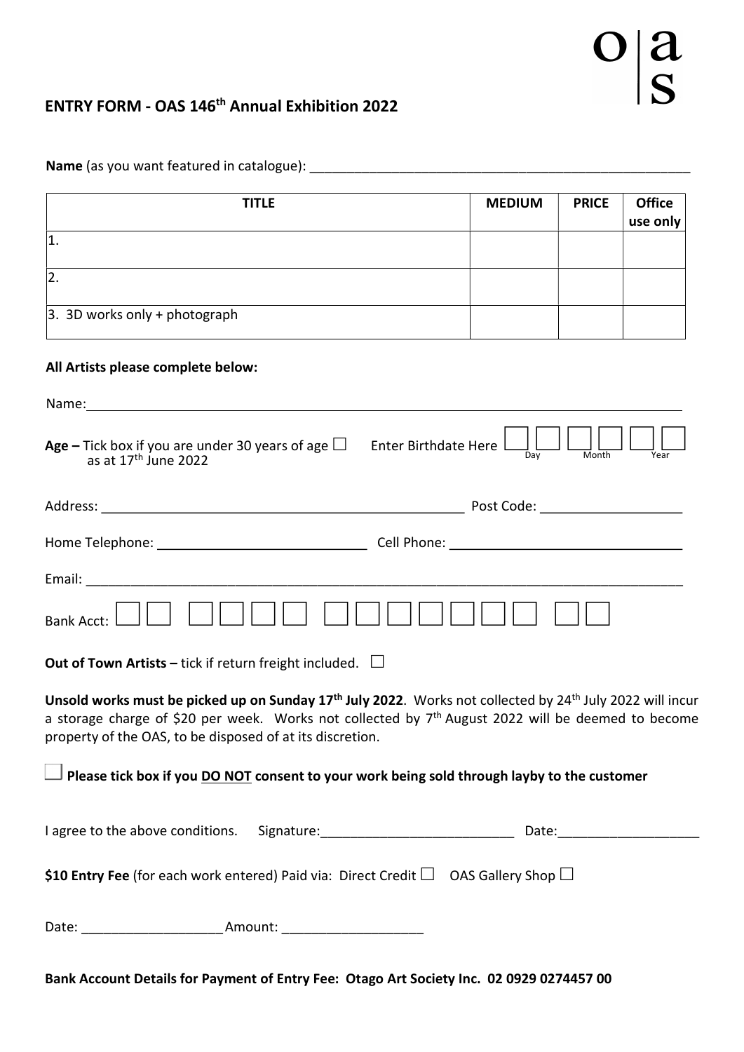o | a
s

## ENTRY FORM - OAS 146th Annual Exhibition 2022

**Name** (as you want featured in catalogue): ____________________________________________________

| TITLE | MEDIUM | PRICE | Office use only |
|---|---|---|---|
| 1. | | | |
| 2. | | | |
| 3. 3D works only + photograph | | | |

**All Artists please complete below:**

Name: ____________________________________________________

**Age –** Tick box if you are under 30 years of age ☐ as at 17th June 2022 Enter Birthdate Here ☐☐ ☐☐ ☐☐ (Day / Month / Year)

Address: ________________________________________ Post Code: __________________

Home Telephone: ___________________________ Cell Phone: ______________________________

Email: ____________________________________________________________________________

Bank Acct: ☐☐ ☐☐☐☐ ☐☐☐☐☐☐☐ ☐☐

**Out of Town Artists –** tick if return freight included. ☐

**Unsold works must be picked up on Sunday 17th July 2022**. Works not collected by 24th July 2022 will incur a storage charge of $20 per week. Works not collected by 7th August 2022 will be deemed to become property of the OAS, to be disposed of at its discretion.

☐ **Please tick box if you DO NOT consent to your work being sold through layby to the customer**

I agree to the above conditions. Signature:__________________________ Date:___________________

**$10 Entry Fee** (for each work entered) Paid via: Direct Credit ☐ OAS Gallery Shop ☐

Date: ___________________ Amount: ___________________

**Bank Account Details for Payment of Entry Fee: Otago Art Society Inc. 02 0929 0274457 00**